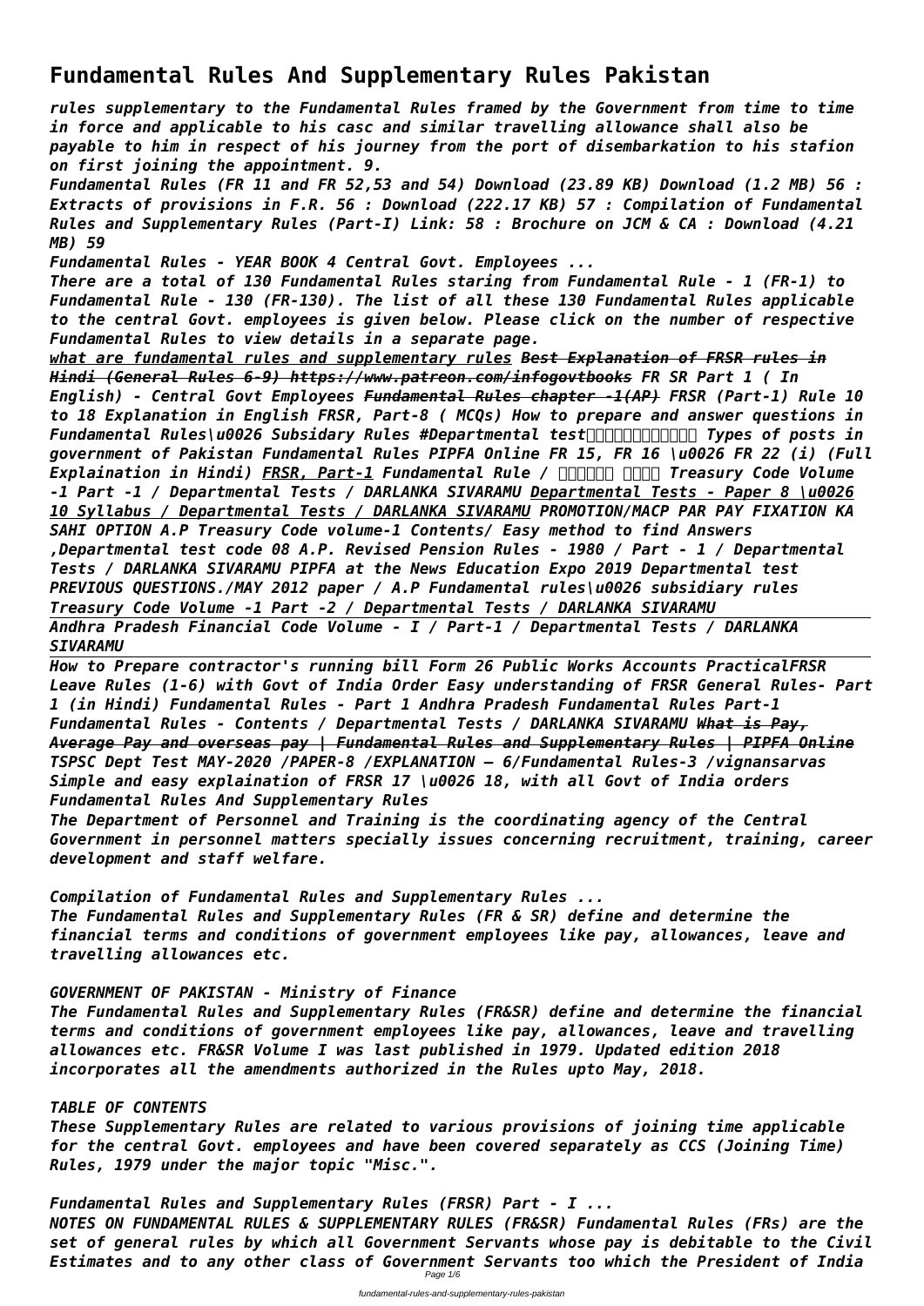# Fundamental Rules And Supplementary Rules Pakistan

*rules supplementary to the Fundamental Rules framed by the Government from time to time in force and applicable to his casc and similar travelling allowance shall also be payable to him in respect of his journey from the port of disembarkation to his stafion on first joining the appointment. 9.*

*Fundamental Rules (FR 11 and FR 52,53 and 54) Download (23.89 KB) Download (1.2 MB) 56 : Extracts of provisions in F.R. 56 : Download (222.17 KB) 57 : Compilation of Fundamental Rules and Supplementary Rules (Part-I) Link: 58 : Brochure on JCM & CA : Download (4.21 MB) 59*

*Fundamental Rules - YEAR BOOK 4 Central Govt. Employees ...*

*There are a total of 130 Fundamental Rules staring from Fundamental Rule - 1 (FR-1) to Fundamental Rule - 130 (FR-130). The list of all these 130 Fundamental Rules applicable to the central Govt. employees is given below. Please click on the number of respective Fundamental Rules to view details in a separate page.*

*what are fundamental rules and supplementary rules* *~~Best Explanation of FRSR rules in Hindi (General Rules 6-9) https://www.patreon.com/infogovtbooks~~* *FR SR Part 1 ( In English) - Central Govt Employees* *~~Fundamental Rules chapter -1(AP)~~* *FRSR (Part-1) Rule 10 to 18 Explanation in English FRSR, Part-8 ( MCQs) How to prepare and answer questions in Fundamental Rules\u0026 Subsidary Rules #Departmental test������������ Types of posts in government of Pakistan Fundamental Rules PIPFA Online FR 15, FR 16 \u0026 FR 22 (i) (Full Explaination in Hindi)* *FRSR, Part-1* *Fundamental Rule / ������ ���� Treasury Code Volume -1 Part -1 / Departmental Tests / DARLANKA SIVARAMU* *Departmental Tests - Paper 8 \u0026 10 Syllabus / Departmental Tests / DARLANKA SIVARAMU* *PROMOTION/MACP PAR PAY FIXATION KA SAHI OPTION A.P Treasury Code volume-1 Contents/ Easy method to find Answers ,Departmental test code 08 A.P. Revised Pension Rules - 1980 / Part - 1 / Departmental Tests / DARLANKA SIVARAMU PIPFA at the News Education Expo 2019 Departmental test PREVIOUS QUESTIONS./MAY 2012 paper / A.P Fundamental rules\u0026 subsidiary rules Treasury Code Volume -1 Part -2 / Departmental Tests / DARLANKA SIVARAMU*

*Andhra Pradesh Financial Code Volume - I / Part-1 / Departmental Tests / DARLANKA SIVARAMU*

*How to Prepare contractor's running bill Form 26 Public Works Accounts PracticalFRSR Leave Rules (1-6) with Govt of India Order Easy understanding of FRSR General Rules- Part 1 (in Hindi) Fundamental Rules - Part 1 Andhra Pradesh Fundamental Rules Part-1 Fundamental Rules - Contents / Departmental Tests / DARLANKA SIVARAMU* *~~What is Pay, Average Pay and overseas pay | Fundamental Rules and Supplementary Rules | PIPFA Online~~* *TSPSC Dept Test MAY-2020 /PAPER-8 /EXPLANATION – 6/Fundamental Rules-3 /vignansarvas Simple and easy explaination of FRSR 17 \u0026 18, with all Govt of India orders Fundamental Rules And Supplementary Rules*

*The Department of Personnel and Training is the coordinating agency of the Central Government in personnel matters specially issues concerning recruitment, training, career development and staff welfare.*

*Compilation of Fundamental Rules and Supplementary Rules ...*

*The Fundamental Rules and Supplementary Rules (FR & SR) define and determine the financial terms and conditions of government employees like pay, allowances, leave and travelling allowances etc.*

*GOVERNMENT OF PAKISTAN - Ministry of Finance*

*The Fundamental Rules and Supplementary Rules (FR&SR) define and determine the financial terms and conditions of government employees like pay, allowances, leave and travelling allowances etc. FR&SR Volume I was last published in 1979. Updated edition 2018 incorporates all the amendments authorized in the Rules upto May, 2018.*

*TABLE OF CONTENTS*

*These Supplementary Rules are related to various provisions of joining time applicable for the central Govt. employees and have been covered separately as CCS (Joining Time) Rules, 1979 under the major topic "Misc.".*

*Fundamental Rules and Supplementary Rules (FRSR) Part - I ...*

*NOTES ON FUNDAMENTAL RULES & SUPPLEMENTARY RULES (FR&SR) Fundamental Rules (FRs) are the set of general rules by which all Government Servants whose pay is debitable to the Civil Estimates and to any other class of Government Servants too which the President of India*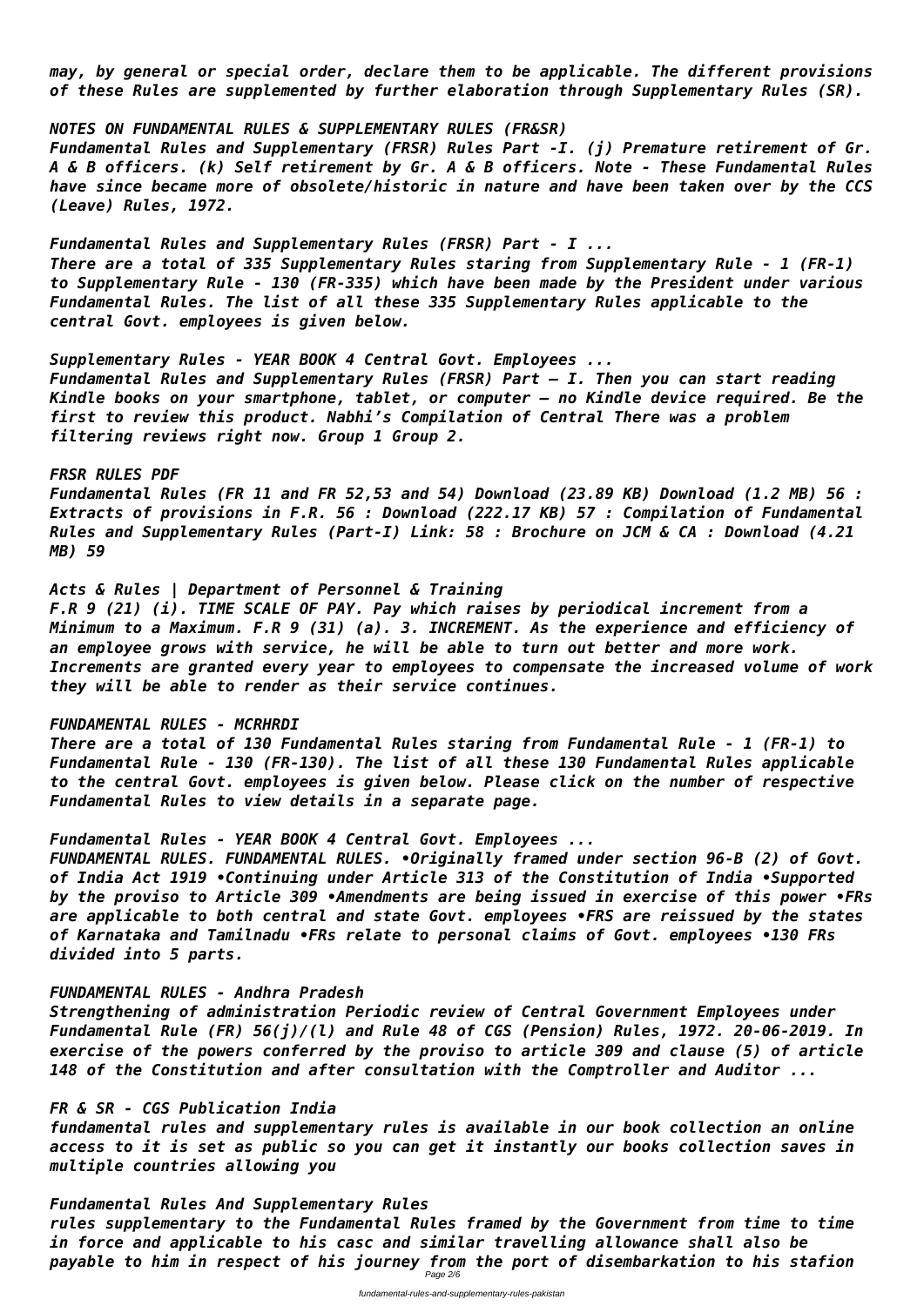*may, by general or special order, declare them to be applicable. The different provisions of these Rules are supplemented by further elaboration through Supplementary Rules (SR).*

*NOTES ON FUNDAMENTAL RULES & SUPPLEMENTARY RULES (FR&SR)*

*Fundamental Rules and Supplementary (FRSR) Rules Part -I. (j) Premature retirement of Gr. A & B officers. (k) Self retirement by Gr. A & B officers. Note - These Fundamental Rules have since became more of obsolete/historic in nature and have been taken over by the CCS (Leave) Rules, 1972.*

*Fundamental Rules and Supplementary Rules (FRSR) Part - I ...*

*There are a total of 335 Supplementary Rules staring from Supplementary Rule - 1 (FR-1) to Supplementary Rule - 130 (FR-335) which have been made by the President under various Fundamental Rules. The list of all these 335 Supplementary Rules applicable to the central Govt. employees is given below.*

*Supplementary Rules - YEAR BOOK 4 Central Govt. Employees ...*

*Fundamental Rules and Supplementary Rules (FRSR) Part – I. Then you can start reading Kindle books on your smartphone, tablet, or computer – no Kindle device required. Be the first to review this product. Nabhi's Compilation of Central There was a problem filtering reviews right now. Group 1 Group 2.*

*FRSR RULES PDF*

*Fundamental Rules (FR 11 and FR 52,53 and 54) Download (23.89 KB) Download (1.2 MB) 56 : Extracts of provisions in F.R. 56 : Download (222.17 KB) 57 : Compilation of Fundamental Rules and Supplementary Rules (Part-I) Link: 58 : Brochure on JCM & CA : Download (4.21 MB) 59*

*Acts & Rules | Department of Personnel & Training*

*F.R 9 (21) (i). TIME SCALE OF PAY. Pay which raises by periodical increment from a Minimum to a Maximum. F.R 9 (31) (a). 3. INCREMENT. As the experience and efficiency of an employee grows with service, he will be able to turn out better and more work. Increments are granted every year to employees to compensate the increased volume of work they will be able to render as their service continues.*

*FUNDAMENTAL RULES - MCRHRDI*

*There are a total of 130 Fundamental Rules staring from Fundamental Rule - 1 (FR-1) to Fundamental Rule - 130 (FR-130). The list of all these 130 Fundamental Rules applicable to the central Govt. employees is given below. Please click on the number of respective Fundamental Rules to view details in a separate page.*

*Fundamental Rules - YEAR BOOK 4 Central Govt. Employees ...*

*FUNDAMENTAL RULES. FUNDAMENTAL RULES. •Originally framed under section 96-B (2) of Govt. of India Act 1919 •Continuing under Article 313 of the Constitution of India •Supported by the proviso to Article 309 •Amendments are being issued in exercise of this power •FRs are applicable to both central and state Govt. employees •FRS are reissued by the states of Karnataka and Tamilnadu •FRs relate to personal claims of Govt. employees •130 FRs divided into 5 parts.*

*FUNDAMENTAL RULES - Andhra Pradesh*

*Strengthening of administration Periodic review of Central Government Employees under Fundamental Rule (FR) 56(j)/(l) and Rule 48 of CGS (Pension) Rules, 1972. 20-06-2019. In exercise of the powers conferred by the proviso to article 309 and clause (5) of article 148 of the Constitution and after consultation with the Comptroller and Auditor ...*

*FR & SR - CGS Publication India*

*fundamental rules and supplementary rules is available in our book collection an online access to it is set as public so you can get it instantly our books collection saves in multiple countries allowing you*

*Fundamental Rules And Supplementary Rules*

*rules supplementary to the Fundamental Rules framed by the Government from time to time in force and applicable to his casc and similar travelling allowance shall also be payable to him in respect of his journey from the port of disembarkation to his stafion*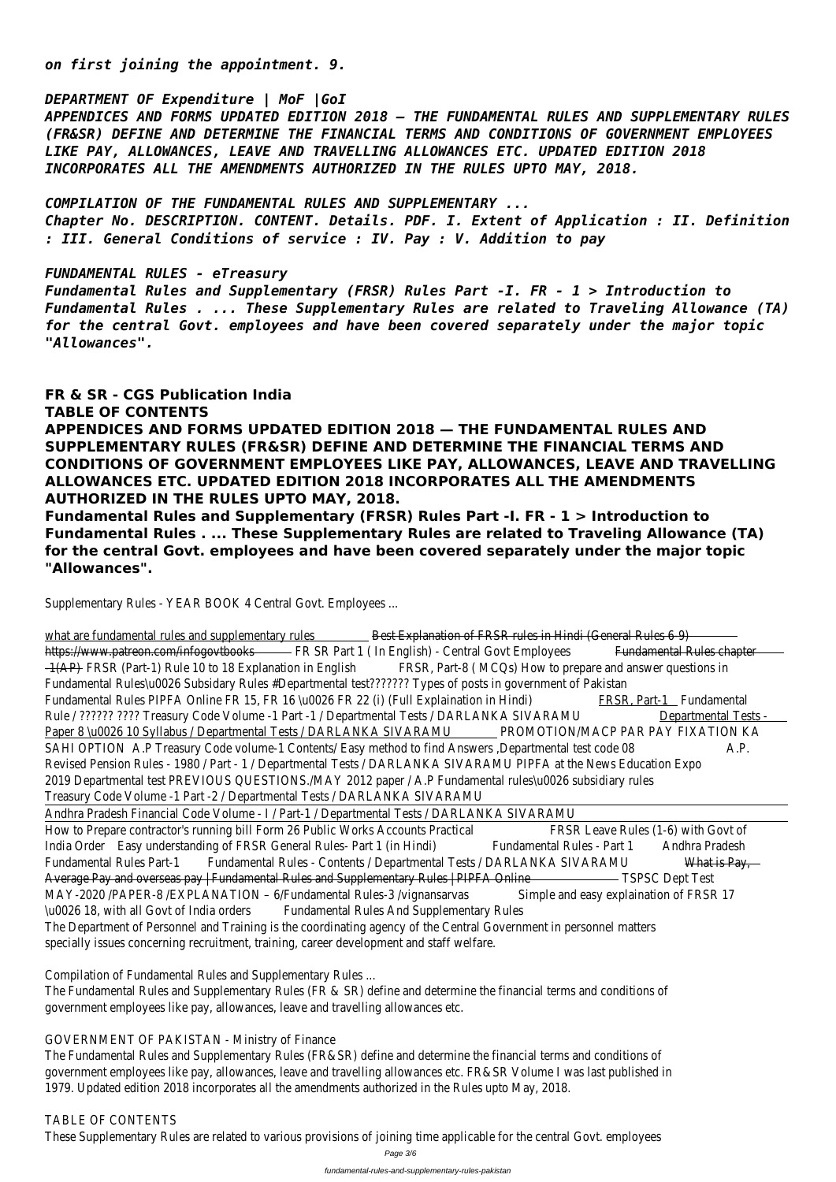*on first joining the appointment. 9.*

*DEPARTMENT OF Expenditure | MoF |GoI*

*APPENDICES AND FORMS UPDATED EDITION 2018 — THE FUNDAMENTAL RULES AND SUPPLEMENTARY RULES (FR&SR) DEFINE AND DETERMINE THE FINANCIAL TERMS AND CONDITIONS OF GOVERNMENT EMPLOYEES LIKE PAY, ALLOWANCES, LEAVE AND TRAVELLING ALLOWANCES ETC. UPDATED EDITION 2018 INCORPORATES ALL THE AMENDMENTS AUTHORIZED IN THE RULES UPTO MAY, 2018.*

*COMPILATION OF THE FUNDAMENTAL RULES AND SUPPLEMENTARY ...*

*Chapter No. DESCRIPTION. CONTENT. Details. PDF. I. Extent of Application : II. Definition : III. General Conditions of service : IV. Pay : V. Addition to pay*

*FUNDAMENTAL RULES - eTreasury*

*Fundamental Rules and Supplementary (FRSR) Rules Part -I. FR - 1 > Introduction to Fundamental Rules . ... These Supplementary Rules are related to Traveling Allowance (TA) for the central Govt. employees and have been covered separately under the major topic "Allowances".*

**FR & SR - CGS Publication India**

**TABLE OF CONTENTS**

**APPENDICES AND FORMS UPDATED EDITION 2018 — THE FUNDAMENTAL RULES AND SUPPLEMENTARY RULES (FR&SR) DEFINE AND DETERMINE THE FINANCIAL TERMS AND CONDITIONS OF GOVERNMENT EMPLOYEES LIKE PAY, ALLOWANCES, LEAVE AND TRAVELLING ALLOWANCES ETC. UPDATED EDITION 2018 INCORPORATES ALL THE AMENDMENTS AUTHORIZED IN THE RULES UPTO MAY, 2018.**

**Fundamental Rules and Supplementary (FRSR) Rules Part -I. FR - 1 > Introduction to Fundamental Rules . ... These Supplementary Rules are related to Traveling Allowance (TA) for the central Govt. employees and have been covered separately under the major topic "Allowances".**

Supplementary Rules - YEAR BOOK 4 Central Govt. Employees ...

what are fundamental rules and supplementary rules ~~Best Explanation of FRSR rules in Hindi (General Rules 6-9)~~ https://www.patreon.com/infogovtbooks ~~---~~ FR SR Part 1 ( In English) - Central Govt Employees ~~Fundamental Rules chapter -1(AP)~~ FRSR (Part-1) Rule 10 to 18 Explanation in English FRSR, Part-8 ( MCQs) How to prepare and answer questions in Fundamental Rules\u0026 Subsidary Rules #Departmental test??????? Types of posts in government of Pakistan Fundamental Rules PIPFA Online FR 15, FR 16 \u0026 FR 22 (i) (Full Explaination in Hindi) FRSR, Part-1 Fundamental Rule / ?????? ???? Treasury Code Volume -1 Part -1 / Departmental Tests / DARLANKA SIVARAMU Departmental Tests - Paper 8 \u0026 10 Syllabus / Departmental Tests / DARLANKA SIVARAMU PROMOTION/MACP PAR PAY FIXATION KA SAHI OPTION A.P Treasury Code volume-1 Contents/ Easy method to find Answers ,Departmental test code 08 A.P. Revised Pension Rules - 1980 / Part - 1 / Departmental Tests / DARLANKA SIVARAMU PIPFA at the News Education Expo 2019 Departmental test PREVIOUS QUESTIONS./MAY 2012 paper / A.P Fundamental rules\u0026 subsidiary rules Treasury Code Volume -1 Part -2 / Departmental Tests / DARLANKA SIVARAMU

Andhra Pradesh Financial Code Volume - I / Part-1 / Departmental Tests / DARLANKA SIVARAMU

How to Prepare contractor's running bill Form 26 Public Works Accounts Practical FRSR Leave Rules (1-6) with Govt of India Order Easy understanding of FRSR General Rules- Part 1 (in Hindi) Fundamental Rules - Part 1 Andhra Pradesh Fundamental Rules Part-1 Fundamental Rules - Contents / Departmental Tests / DARLANKA SIVARAMU ~~What is Pay, Average Pay and overseas pay | Fundamental Rules and Supplementary Rules | PIPFA Online~~ TSPSC Dept Test MAY-2020 /PAPER-8 /EXPLANATION – 6/Fundamental Rules-3 /vignansarvas Simple and easy explaination of FRSR 17 \u0026 18, with all Govt of India orders Fundamental Rules And Supplementary Rules

The Department of Personnel and Training is the coordinating agency of the Central Government in personnel matters specially issues concerning recruitment, training, career development and staff welfare.

Compilation of Fundamental Rules and Supplementary Rules ...

The Fundamental Rules and Supplementary Rules (FR & SR) define and determine the financial terms and conditions of government employees like pay, allowances, leave and travelling allowances etc.

GOVERNMENT OF PAKISTAN - Ministry of Finance

The Fundamental Rules and Supplementary Rules (FR&SR) define and determine the financial terms and conditions of government employees like pay, allowances, leave and travelling allowances etc. FR&SR Volume I was last published in 1979. Updated edition 2018 incorporates all the amendments authorized in the Rules upto May, 2018.

TABLE OF CONTENTS

These Supplementary Rules are related to various provisions of joining time applicable for the central Govt. employees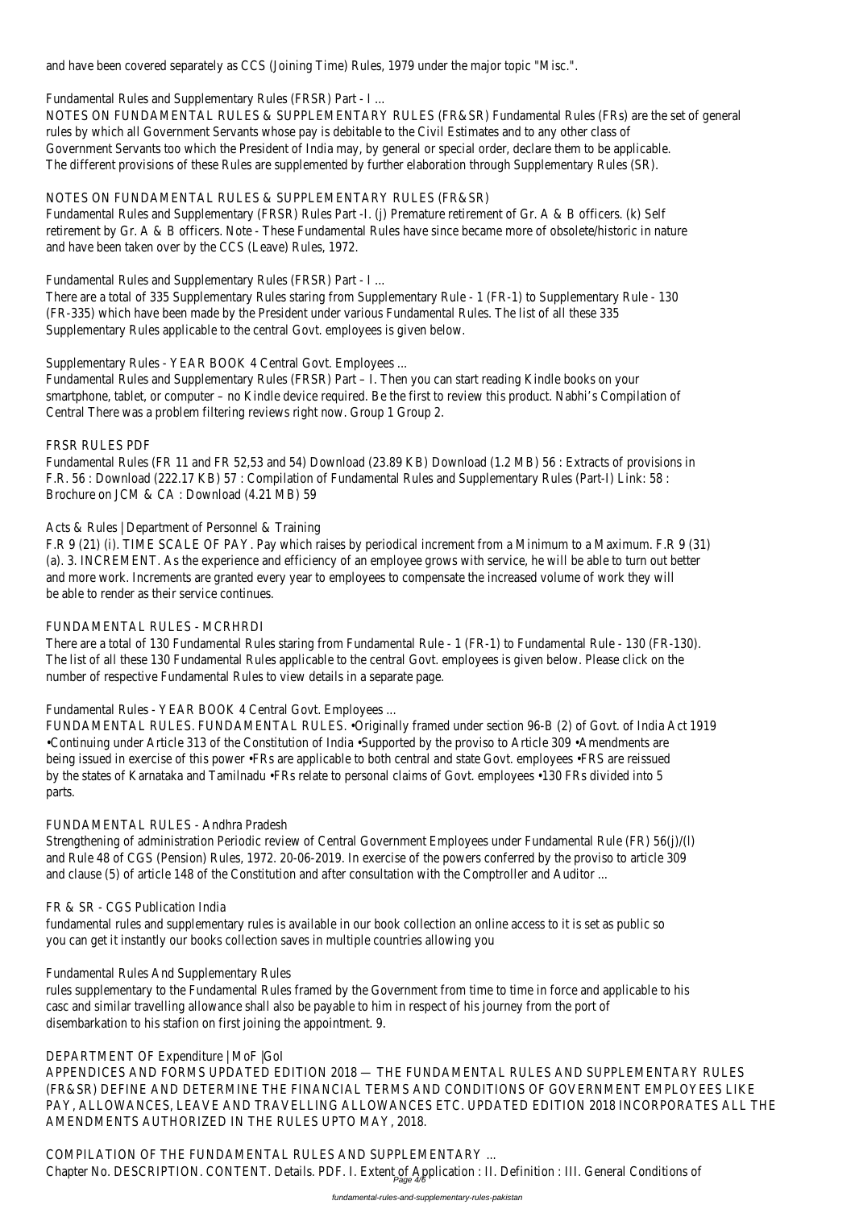and have been covered separately as CCS (Joining Time) Rules, 1979 under the major topic "Misc.".

Fundamental Rules and Supplementary Rules (FRSR) Part - I ...

NOTES ON FUNDAMENTAL RULES & SUPPLEMENTARY RULES (FR&SR) Fundamental Rules (FRs) are the set of general rules by which all Government Servants whose pay is debitable to the Civil Estimates and to any other class of Government Servants too which the President of India may, by general or special order, declare them to be applicable. The different provisions of these Rules are supplemented by further elaboration through Supplementary Rules (SR).

NOTES ON FUNDAMENTAL RULES & SUPPLEMENTARY RULES (FR&SR)

Fundamental Rules and Supplementary (FRSR) Rules Part -I. (j) Premature retirement of Gr. A & B officers. (k) Self retirement by Gr. A & B officers. Note - These Fundamental Rules have since became more of obsolete/historic in nature and have been taken over by the CCS (Leave) Rules, 1972.

Fundamental Rules and Supplementary Rules (FRSR) Part - I ...

There are a total of 335 Supplementary Rules staring from Supplementary Rule - 1 (FR-1) to Supplementary Rule - 130 (FR-335) which have been made by the President under various Fundamental Rules. The list of all these 335 Supplementary Rules applicable to the central Govt. employees is given below.

Supplementary Rules - YEAR BOOK 4 Central Govt. Employees ...

Fundamental Rules and Supplementary Rules (FRSR) Part – I. Then you can start reading Kindle books on your smartphone, tablet, or computer – no Kindle device required. Be the first to review this product. Nabhi's Compilation of Central There was a problem filtering reviews right now. Group 1 Group 2.

FRSR RULES PDF

Fundamental Rules (FR 11 and FR 52,53 and 54) Download (23.89 KB) Download (1.2 MB) 56 : Extracts of provisions in F.R. 56 : Download (222.17 KB) 57 : Compilation of Fundamental Rules and Supplementary Rules (Part-I) Link: 58 : Brochure on JCM & CA : Download (4.21 MB) 59

Acts & Rules | Department of Personnel & Training

F.R 9 (21) (i). TIME SCALE OF PAY. Pay which raises by periodical increment from a Minimum to a Maximum. F.R 9 (31) (a). 3. INCREMENT. As the experience and efficiency of an employee grows with service, he will be able to turn out better and more work. Increments are granted every year to employees to compensate the increased volume of work they will be able to render as their service continues.

FUNDAMENTAL RULES - MCRHRDI

There are a total of 130 Fundamental Rules staring from Fundamental Rule - 1 (FR-1) to Fundamental Rule - 130 (FR-130). The list of all these 130 Fundamental Rules applicable to the central Govt. employees is given below. Please click on the number of respective Fundamental Rules to view details in a separate page.

Fundamental Rules - YEAR BOOK 4 Central Govt. Employees ...

FUNDAMENTAL RULES. FUNDAMENTAL RULES. •Originally framed under section 96-B (2) of Govt. of India Act 1919 •Continuing under Article 313 of the Constitution of India •Supported by the proviso to Article 309 •Amendments are being issued in exercise of this power •FRs are applicable to both central and state Govt. employees •FRS are reissued by the states of Karnataka and Tamilnadu •FRs relate to personal claims of Govt. employees •130 FRs divided into 5 parts.

FUNDAMENTAL RULES - Andhra Pradesh

Strengthening of administration Periodic review of Central Government Employees under Fundamental Rule (FR) 56(j)/(l) and Rule 48 of CGS (Pension) Rules, 1972. 20-06-2019. In exercise of the powers conferred by the proviso to article 309 and clause (5) of article 148 of the Constitution and after consultation with the Comptroller and Auditor ...

FR & SR - CGS Publication India

fundamental rules and supplementary rules is available in our book collection an online access to it is set as public so you can get it instantly our books collection saves in multiple countries allowing you

Fundamental Rules And Supplementary Rules

rules supplementary to the Fundamental Rules framed by the Government from time to time in force and applicable to his casc and similar travelling allowance shall also be payable to him in respect of his journey from the port of disembarkation to his stafion on first joining the appointment. 9.

DEPARTMENT OF Expenditure | MoF |GoI

APPENDICES AND FORMS UPDATED EDITION 2018 — THE FUNDAMENTAL RULES AND SUPPLEMENTARY RULES (FR&SR) DEFINE AND DETERMINE THE FINANCIAL TERMS AND CONDITIONS OF GOVERNMENT EMPLOYEES LIKE PAY, ALLOWANCES, LEAVE AND TRAVELLING ALLOWANCES ETC. UPDATED EDITION 2018 INCORPORATES ALL THE AMENDMENTS AUTHORIZED IN THE RULES UPTO MAY, 2018.

COMPILATION OF THE FUNDAMENTAL RULES AND SUPPLEMENTARY ...

Chapter No. DESCRIPTION. CONTENT. Details. PDF. I. Extent of Application : II. Definition : III. General Conditions of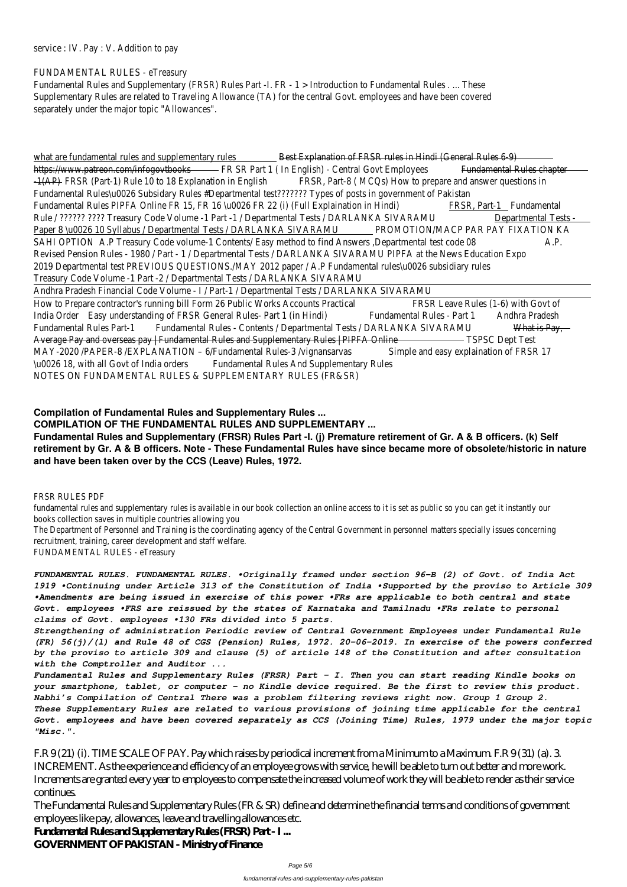service : IV. Pay : V. Addition to pay

FUNDAMENTAL RULES - eTreasury

Fundamental Rules and Supplementary (FRSR) Rules Part -I. FR - 1 > Introduction to Fundamental Rules . ... These Supplementary Rules are related to Traveling Allowance (TA) for the central Govt. employees and have been covered separately under the major topic "Allowances".

what are fundamental rules and supplementary rules Best Explanation of FRSR rules in Hindi (General Rules 6-9) https://www.patreon.com/infogovtbooks FR SR Part 1 ( In English) - Central Govt Employees Fundamental Rules chapter -1(AP) FRSR (Part-1) Rule 10 to 18 Explanation in English FRSR, Part-8 ( MCQs) How to prepare and answer questions in Fundamental Rules\u0026 Subsidary Rules #Departmental test??????? Types of posts in government of Pakistan Fundamental Rules PIPFA Online FR 15, FR 16 \u0026 FR 22 (i) (Full Explaination in Hindi) FRSR, Part-1 Fundamental Rule / ?????? ???? Treasury Code Volume -1 Part -1 / Departmental Tests / DARLANKA SIVARAMU Departmental Tests - Paper 8 \u0026 10 Syllabus / Departmental Tests / DARLANKA SIVARAMU PROMOTION/MACP PAR PAY FIXATION KA SAHI OPTION A.P Treasury Code volume-1 Contents/ Easy method to find Answers ,Departmental test code 08 A.P. Revised Pension Rules - 1980 / Part - 1 / Departmental Tests / DARLANKA SIVARAMU PIPFA at the News Education Expo 2019 Departmental test PREVIOUS QUESTIONS./MAY 2012 paper / A.P Fundamental rules\u0026 subsidiary rules Treasury Code Volume -1 Part -2 / Departmental Tests / DARLANKA SIVARAMU

Andhra Pradesh Financial Code Volume - I / Part-1 / Departmental Tests / DARLANKA SIVARAMU

How to Prepare contractor's running bill Form 26 Public Works Accounts Practical FRSR Leave Rules (1-6) with Govt of India Order Easy understanding of FRSR General Rules- Part 1 (in Hindi) Fundamental Rules - Part 1 Andhra Pradesh Fundamental Rules Part-1 Fundamental Rules - Contents / Departmental Tests / DARLANKA SIVARAMU What is Pay, Average Pay and overseas pay | Fundamental Rules and Supplementary Rules | PIPFA Online TSPSC Dept Test MAY-2020 /PAPER-8 /EXPLANATION – 6/Fundamental Rules-3 /vignansarvas Simple and easy explaination of FRSR 17 \u0026 18, with all Govt of India orders Fundamental Rules And Supplementary Rules

NOTES ON FUNDAMENTAL RULES & SUPPLEMENTARY RULES (FR&SR)

**Compilation of Fundamental Rules and Supplementary Rules ...**

**COMPILATION OF THE FUNDAMENTAL RULES AND SUPPLEMENTARY ...**

**Fundamental Rules and Supplementary (FRSR) Rules Part -I. (j) Premature retirement of Gr. A & B officers. (k) Self retirement by Gr. A & B officers. Note - These Fundamental Rules have since became more of obsolete/historic in nature and have been taken over by the CCS (Leave) Rules, 1972.**

FRSR RULES PDF

fundamental rules and supplementary rules is available in our book collection an online access to it is set as public so you can get it instantly our books collection saves in multiple countries allowing you

The Department of Personnel and Training is the coordinating agency of the Central Government in personnel matters specially issues concerning recruitment, training, career development and staff welfare.

FUNDAMENTAL RULES - eTreasury

***FUNDAMENTAL RULES. FUNDAMENTAL RULES. •Originally framed under section 96-B (2) of Govt. of India Act 1919 •Continuing under Article 313 of the Constitution of India •Supported by the proviso to Article 309 •Amendments are being issued in exercise of this power •FRs are applicable to both central and state Govt. employees •FRS are reissued by the states of Karnataka and Tamilnadu •FRs relate to personal claims of Govt. employees •130 FRs divided into 5 parts.***

***Strengthening of administration Periodic review of Central Government Employees under Fundamental Rule (FR) 56(j)/(l) and Rule 48 of CGS (Pension) Rules, 1972. 20-06-2019. In exercise of the powers conferred by the proviso to article 309 and clause (5) of article 148 of the Constitution and after consultation with the Comptroller and Auditor ...***

***Fundamental Rules and Supplementary Rules (FRSR) Part - I. Then you can start reading Kindle books on your smartphone, tablet, or computer - no Kindle device required. Be the first to review this product. Nabhi's Compilation of Central There was a problem filtering reviews right now. Group 1 Group 2.***

***These Supplementary Rules are related to various provisions of joining time applicable for the central Govt. employees and have been covered separately as CCS (Joining Time) Rules, 1979 under the major topic "Misc.".***

F.R 9 (21) (i). TIME SCALE OF PAY. Pay which raises by periodical increment from a Minimum to a Maximum. F.R 9 (31) (a). 3. INCREMENT. As the experience and efficiency of an employee grows with service, he will be able to turn out better and more work. Increments are granted every year to employees to compensate the increased volume of work they will be able to render as their service continues.

The Fundamental Rules and Supplementary Rules (FR & SR) define and determine the financial terms and conditions of government employees like pay, allowances, leave and travelling allowances etc.

**Fundamental Rules and Supplementary Rules (FRSR) Part - I ...**

**GOVERNMENT OF PAKISTAN - Ministry of Finance**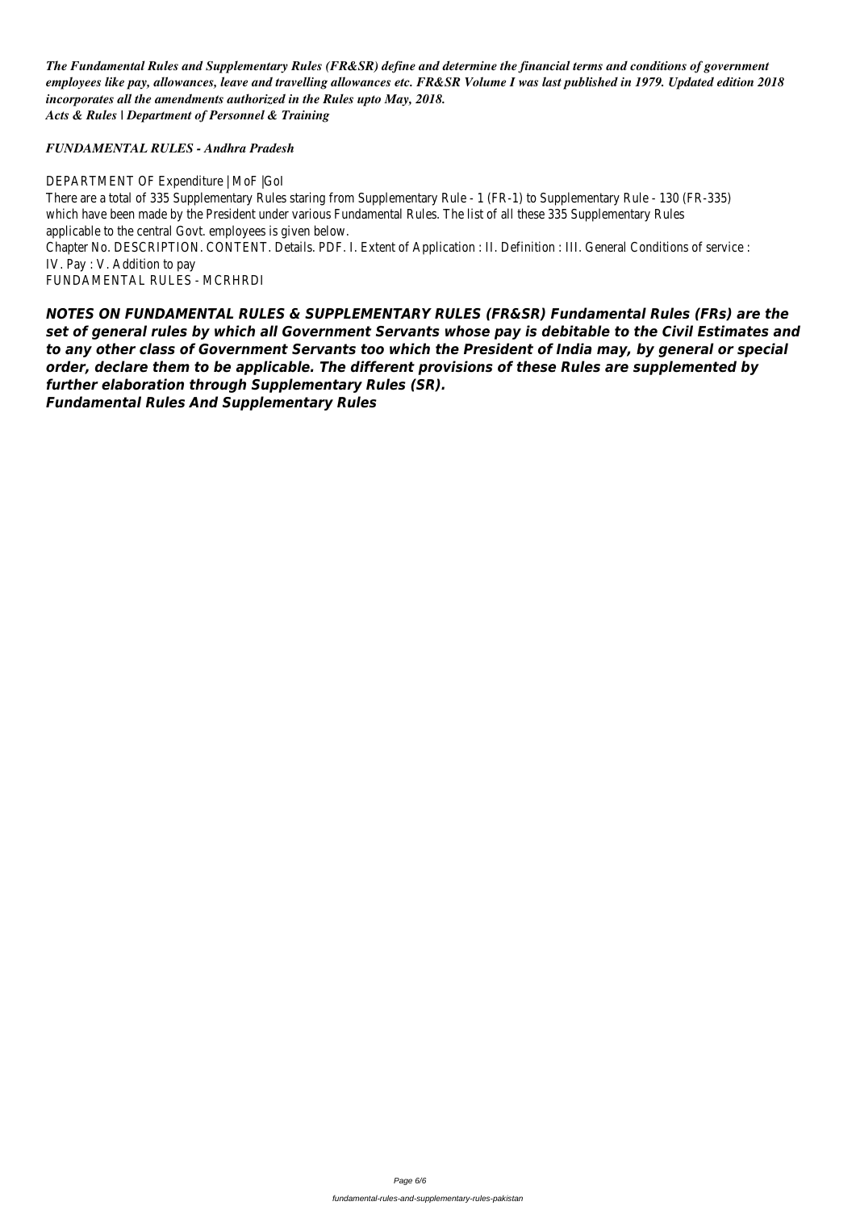*The Fundamental Rules and Supplementary Rules (FR&SR) define and determine the financial terms and conditions of government employees like pay, allowances, leave and travelling allowances etc. FR&SR Volume I was last published in 1979. Updated edition 2018 incorporates all the amendments authorized in the Rules upto May, 2018.*
*Acts & Rules | Department of Personnel & Training*

*FUNDAMENTAL RULES - Andhra Pradesh*

DEPARTMENT OF Expenditure | MoF |GoI
There are a total of 335 Supplementary Rules staring from Supplementary Rule - 1 (FR-1) to Supplementary Rule - 130 (FR-335) which have been made by the President under various Fundamental Rules. The list of all these 335 Supplementary Rules applicable to the central Govt. employees is given below.
Chapter No. DESCRIPTION. CONTENT. Details. PDF. I. Extent of Application : II. Definition : III. General Conditions of service : IV. Pay : V. Addition to pay
FUNDAMENTAL RULES - MCRHRDI

***NOTES ON FUNDAMENTAL RULES & SUPPLEMENTARY RULES (FR&SR) Fundamental Rules (FRs) are the set of general rules by which all Government Servants whose pay is debitable to the Civil Estimates and to any other class of Government Servants too which the President of India may, by general or special order, declare them to be applicable. The different provisions of these Rules are supplemented by further elaboration through Supplementary Rules (SR).***
***Fundamental Rules And Supplementary Rules***